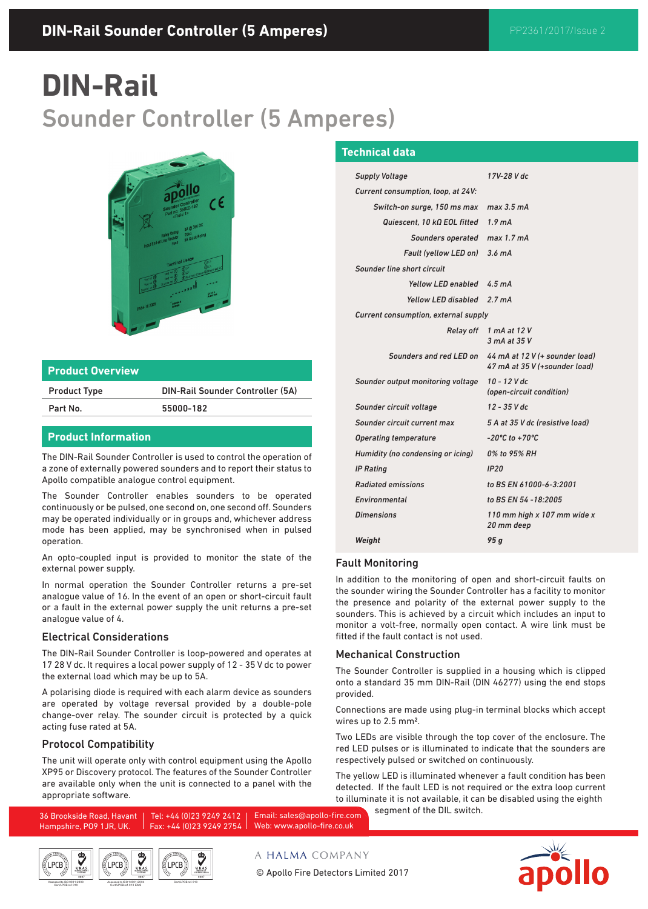# DIN-Rail
## Sounder Controller (5 Amperes)

## Product Overview

| Product Type | DIN-Rail Sounder Controller (5A) |
| --- | --- |
| Part No. | 55000-182 |

## Product Information

The DIN-Rail Sounder Controller is used to control the operation of a zone of externally powered sounders and to report their status to Apollo compatible analogue control equipment.

The Sounder Controller enables sounders to be operated continuously or be pulsed, one second on, one second off. Sounders may be operated individually or in groups and, whichever address mode has been applied, may be synchronised when in pulsed operation.

An opto-coupled input is provided to monitor the state of the external power supply.

In normal operation the Sounder Controller returns a pre-set analogue value of 16. In the event of an open or short-circuit fault or a fault in the external power supply the unit returns a pre-set analogue value of 4.

### Electrical Considerations

The DIN-Rail Sounder Controller is loop-powered and operates at 17 28 V dc. It requires a local power supply of 12 - 35 V dc to power the external load which may be up to 5A.

A polarising diode is required with each alarm device as sounders are operated by voltage reversal provided by a double-pole change-over relay. The sounder circuit is protected by a quick acting fuse rated at 5A.

### Protocol Compatibility

The unit will operate only with control equipment using the Apollo XP95 or Discovery protocol. The features of the Sounder Controller are available only when the unit is connected to a panel with the appropriate software.

## Technical data

| | |
| --- | --- |
| *Supply Voltage* | *17V-28 V dc* |
| *Current consumption, loop, at 24V:* | |
| *Switch-on surge, 150 ms max* | *max 3.5 mA* |
| *Quiescent, 10 kΩ EOL fitted* | *1.9 mA* |
| *Sounders operated* | *max 1.7 mA* |
| *Fault (yellow LED on)* | *3.6 mA* |
| *Sounder line short circuit* | |
| *Yellow LED enabled* | *4.5 mA* |
| *Yellow LED disabled* | *2.7 mA* |
| *Current consumption, external supply* | |
| *Relay off* | *1 mA at 12 V*<br>*3 mA at 35 V* |
| *Sounders and red LED on* | *44 mA at 12 V (+ sounder load)*<br>*47 mA at 35 V (+sounder load)* |
| *Sounder output monitoring voltage* | *10 - 12 V dc*<br>*(open-circuit condition)* |
| *Sounder circuit voltage* | *12 - 35 V dc* |
| *Sounder circuit current max* | *5 A at 35 V dc (resistive load)* |
| *Operating temperature* | *-20°C to +70°C* |
| *Humidity (no condensing or icing)* | *0% to 95% RH* |
| *IP Rating* | *IP20* |
| *Radiated emissions* | *to BS EN 61000-6-3:2001* |
| *Environmental* | *to BS EN 54 -18:2005* |
| *Dimensions* | *110 mm high x 107 mm wide x 20 mm deep* |
| ***Weight*** | ***95 g*** |

### Fault Monitoring

In addition to the monitoring of open and short-circuit faults on the sounder wiring the Sounder Controller has a facility to monitor the presence and polarity of the external power supply to the sounders. This is achieved by a circuit which includes an input to monitor a volt-free, normally open contact. A wire link must be fitted if the fault contact is not used.

### Mechanical Construction

The Sounder Controller is supplied in a housing which is clipped onto a standard 35 mm DIN-Rail (DIN 46277) using the end stops provided.

Connections are made using plug-in terminal blocks which accept wires up to 2.5 mm².

Two LEDs are visible through the top cover of the enclosure. The red LED pulses or is illuminated to indicate that the sounders are respectively pulsed or switched on continuously.

The yellow LED is illuminated whenever a fault condition has been detected. If the fault LED is not required or the extra loop current to illuminate it is not available, it can be disabled using the eighth segment of the DIL switch.

36 Brookside Road, Havant Hampshire, PO9 1JR, UK. | Tel: +44 (0)23 9249 2412 Fax: +44 (0)23 9249 2754 | Email: sales@apollo-fire.com Web: www.apollo-fire.co.uk

A HALMA COMPANY

© Apollo Fire Detectors Limited 2017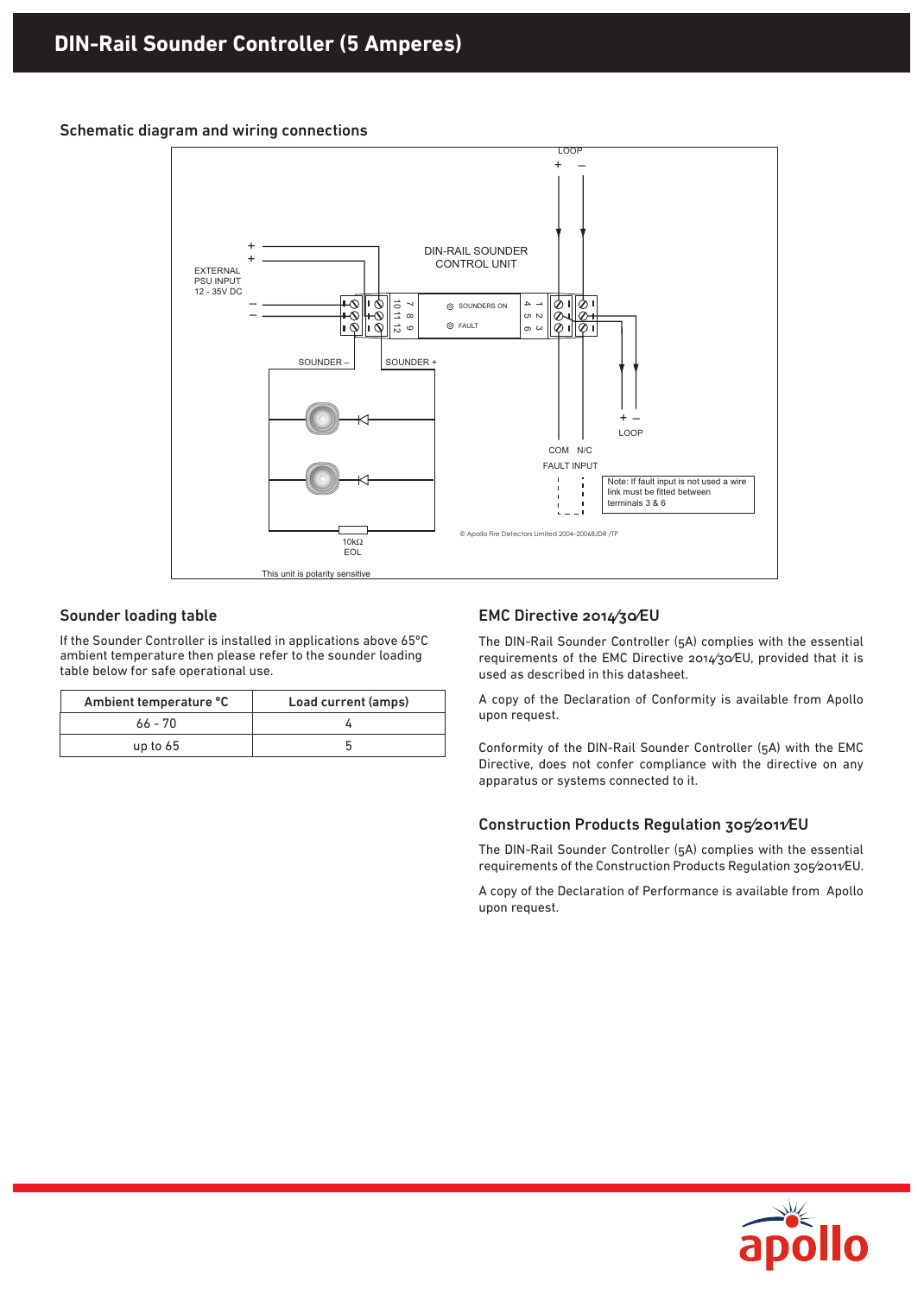# DIN-Rail Sounder Controller (5 Amperes)

## Schematic diagram and wiring connections

LOOP
+ –

DIN-RAIL SOUNDER CONTROL UNIT

EXTERNAL PSU INPUT 12 - 35V DC

SOUNDERS ON

FAULT

7 8 9
10 11 12
1 2 3
4 5 6

SOUNDER –
SOUNDER +

+ –
LOOP

COM N/C
FAULT INPUT

Note: If fault input is not used a wire link must be fitted between terminals 3 & 6

10kΩ EOL

© Apollo Fire Detectors Limited 2004–2006BJDR /TP

This unit is polarity sensitive

## Sounder loading table

If the Sounder Controller is installed in applications above 65°C ambient temperature then please refer to the sounder loading table below for safe operational use.

| Ambient temperature °C | Load current (amps) |
|---|---|
| 66 - 70 | 4 |
| up to 65 | 5 |

## EMC Directive 2014/30/EU

The DIN-Rail Sounder Controller (5A) complies with the essential requirements of the EMC Directive 2014/30/EU, provided that it is used as described in this datasheet.

A copy of the Declaration of Conformity is available from Apollo upon request.

Conformity of the DIN-Rail Sounder Controller (5A) with the EMC Directive, does not confer compliance with the directive on any apparatus or systems connected to it.

## Construction Products Regulation 305/2011/EU

The DIN-Rail Sounder Controller (5A) complies with the essential requirements of the Construction Products Regulation 305/2011/EU.

A copy of the Declaration of Performance is available from Apollo upon request.